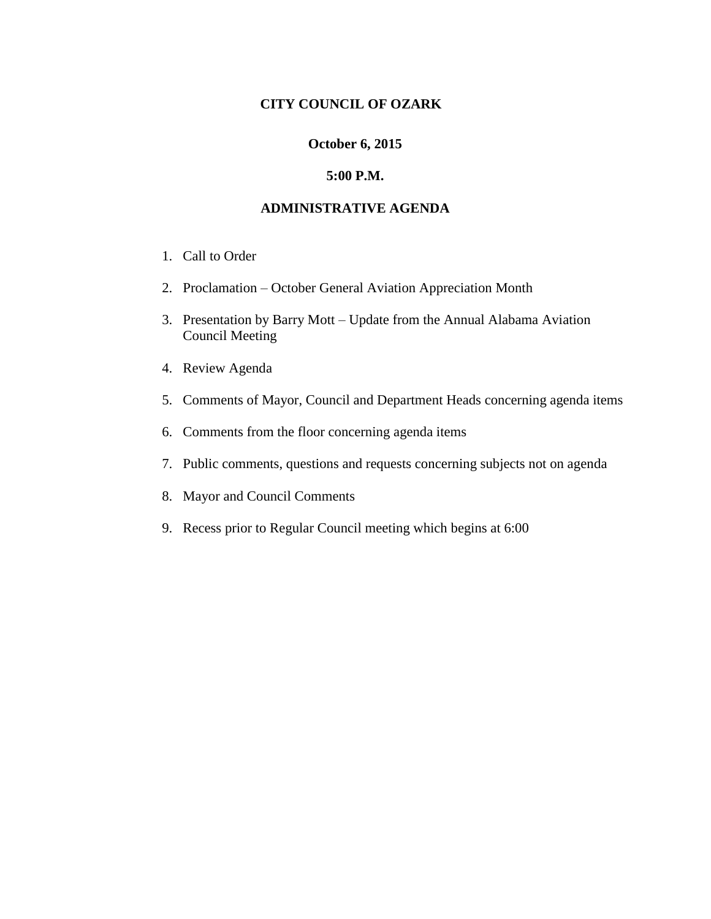# CITY COUNCIL OF OZARK

**October 6, 2015**

**5:00 P.M.**

## ADMINISTRATIVE AGENDA

1. Call to Order
2. Proclamation – October General Aviation Appreciation Month
3. Presentation by Barry Mott – Update from the Annual Alabama Aviation Council Meeting
4. Review Agenda
5. Comments of Mayor, Council and Department Heads concerning agenda items
6. Comments from the floor concerning agenda items
7. Public comments, questions and requests concerning subjects not on agenda
8. Mayor and Council Comments
9. Recess prior to Regular Council meeting which begins at 6:00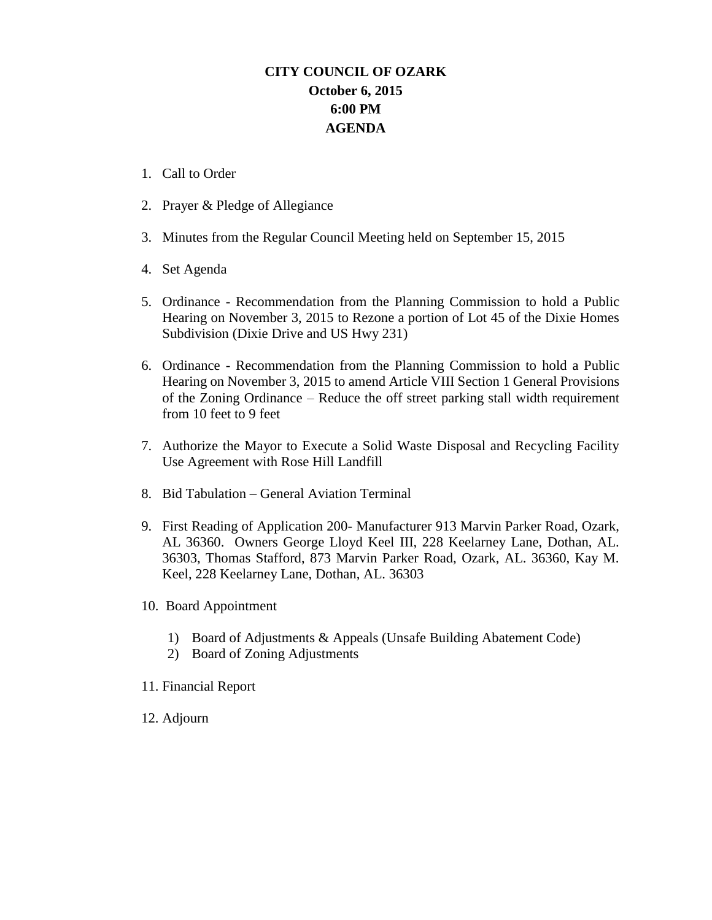# CITY COUNCIL OF OZARK
## October 6, 2015
## 6:00 PM
## AGENDA

1. Call to Order
2. Prayer & Pledge of Allegiance
3. Minutes from the Regular Council Meeting held on September 15, 2015
4. Set Agenda
5. Ordinance - Recommendation from the Planning Commission to hold a Public Hearing on November 3, 2015 to Rezone a portion of Lot 45 of the Dixie Homes Subdivision (Dixie Drive and US Hwy 231)
6. Ordinance - Recommendation from the Planning Commission to hold a Public Hearing on November 3, 2015 to amend Article VIII Section 1 General Provisions of the Zoning Ordinance – Reduce the off street parking stall width requirement from 10 feet to 9 feet
7. Authorize the Mayor to Execute a Solid Waste Disposal and Recycling Facility Use Agreement with Rose Hill Landfill
8. Bid Tabulation – General Aviation Terminal
9. First Reading of Application 200- Manufacturer 913 Marvin Parker Road, Ozark, AL 36360. Owners George Lloyd Keel III, 228 Keelarney Lane, Dothan, AL. 36303, Thomas Stafford, 873 Marvin Parker Road, Ozark, AL. 36360, Kay M. Keel, 228 Keelarney Lane, Dothan, AL. 36303
10. Board Appointment
    1) Board of Adjustments & Appeals (Unsafe Building Abatement Code)
    2) Board of Zoning Adjustments
11. Financial Report
12. Adjourn